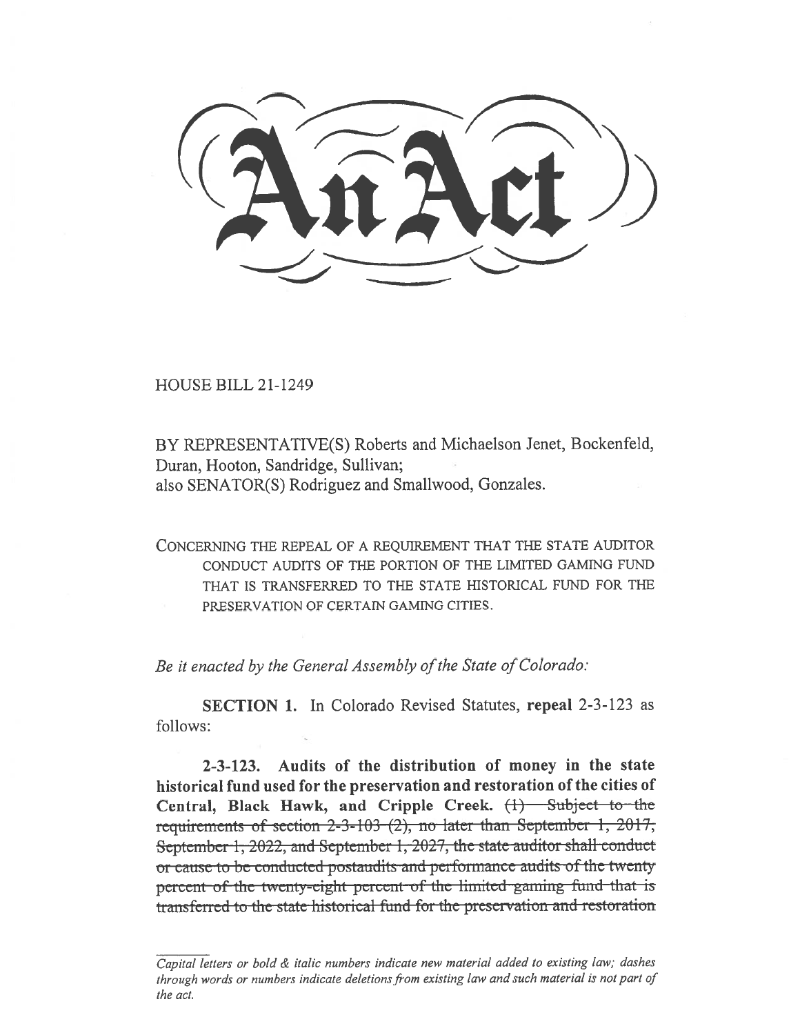# An Act

HOUSE BILL 21-1249

BY REPRESENTATIVE(S) Roberts and Michaelson Jenet, Bockenfeld, Duran, Hooton, Sandridge, Sullivan;
also SENATOR(S) Rodriguez and Smallwood, Gonzales.

CONCERNING THE REPEAL OF A REQUIREMENT THAT THE STATE AUDITOR CONDUCT AUDITS OF THE PORTION OF THE LIMITED GAMING FUND THAT IS TRANSFERRED TO THE STATE HISTORICAL FUND FOR THE PRESERVATION OF CERTAIN GAMING CITIES.

*Be it enacted by the General Assembly of the State of Colorado:*

**SECTION 1.** In Colorado Revised Statutes, **repeal** 2-3-123 as follows:

**2-3-123. Audits of the distribution of money in the state historical fund used for the preservation and restoration of the cities of Central, Black Hawk, and Cripple Creek.** ~~(1) Subject to the requirements of section 2-3-103 (2), no later than September 1, 2017, September 1, 2022, and September 1, 2027, the state auditor shall conduct or cause to be conducted postaudits and performance audits of the twenty percent of the twenty-eight percent of the limited gaming fund that is transferred to the state historical fund for the preservation and restoration~~

*Capital letters or bold & italic numbers indicate new material added to existing law; dashes through words or numbers indicate deletions from existing law and such material is not part of the act.*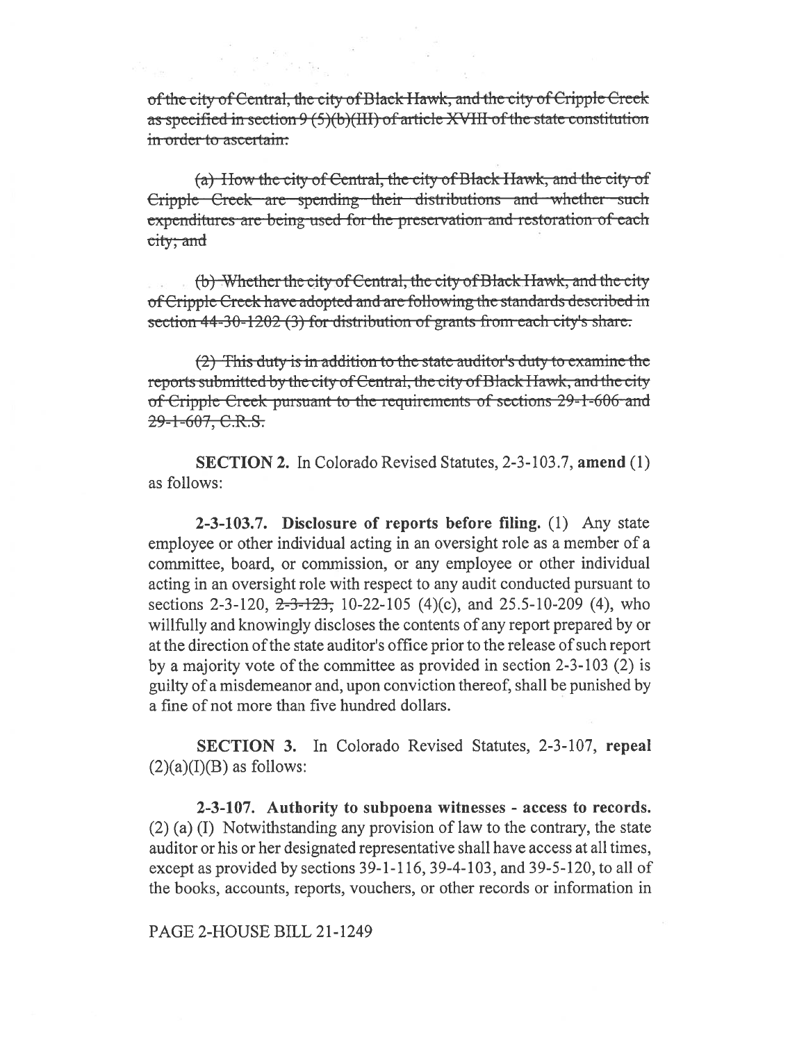~~of the city of Central, the city of Black Hawk, and the city of Cripple Creek as specified in section 9 (5)(b)(III) of article XVIII of the state constitution in order to ascertain:~~

~~(a) How the city of Central, the city of Black Hawk, and the city of Cripple Creek are spending their distributions and whether such expenditures are being used for the preservation and restoration of each city; and~~

~~(b) Whether the city of Central, the city of Black Hawk, and the city of Cripple Creek have adopted and are following the standards described in section 44-30-1202 (3) for distribution of grants from each city's share.~~

~~(2) This duty is in addition to the state auditor's duty to examine the reports submitted by the city of Central, the city of Black Hawk, and the city of Cripple Creek pursuant to the requirements of sections 29-1-606 and 29-1-607, C.R.S.~~

**SECTION 2.** In Colorado Revised Statutes, 2-3-103.7, **amend** (1) as follows:

**2-3-103.7. Disclosure of reports before filing.** (1) Any state employee or other individual acting in an oversight role as a member of a committee, board, or commission, or any employee or other individual acting in an oversight role with respect to any audit conducted pursuant to sections 2-3-120, ~~2-3-123,~~ 10-22-105 (4)(c), and 25.5-10-209 (4), who willfully and knowingly discloses the contents of any report prepared by or at the direction of the state auditor's office prior to the release of such report by a majority vote of the committee as provided in section 2-3-103 (2) is guilty of a misdemeanor and, upon conviction thereof, shall be punished by a fine of not more than five hundred dollars.

**SECTION 3.** In Colorado Revised Statutes, 2-3-107, **repeal** (2)(a)(I)(B) as follows:

**2-3-107. Authority to subpoena witnesses - access to records.** (2) (a) (I) Notwithstanding any provision of law to the contrary, the state auditor or his or her designated representative shall have access at all times, except as provided by sections 39-1-116, 39-4-103, and 39-5-120, to all of the books, accounts, reports, vouchers, or other records or information in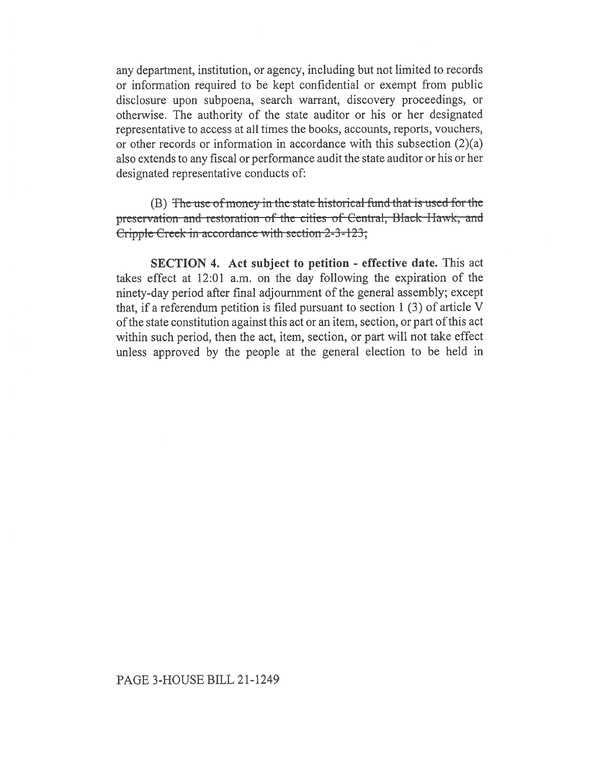any department, institution, or agency, including but not limited to records or information required to be kept confidential or exempt from public disclosure upon subpoena, search warrant, discovery proceedings, or otherwise. The authority of the state auditor or his or her designated representative to access at all times the books, accounts, reports, vouchers, or other records or information in accordance with this subsection (2)(a) also extends to any fiscal or performance audit the state auditor or his or her designated representative conducts of:

(B) ~~The use of money in the state historical fund that is used for the preservation and restoration of the cities of Central, Black Hawk, and Cripple Creek in accordance with section 2-3-123;~~

**SECTION 4. Act subject to petition - effective date.** This act takes effect at 12:01 a.m. on the day following the expiration of the ninety-day period after final adjournment of the general assembly; except that, if a referendum petition is filed pursuant to section 1 (3) of article V of the state constitution against this act or an item, section, or part of this act within such period, then the act, item, section, or part will not take effect unless approved by the people at the general election to be held in

PAGE 3-HOUSE BILL 21-1249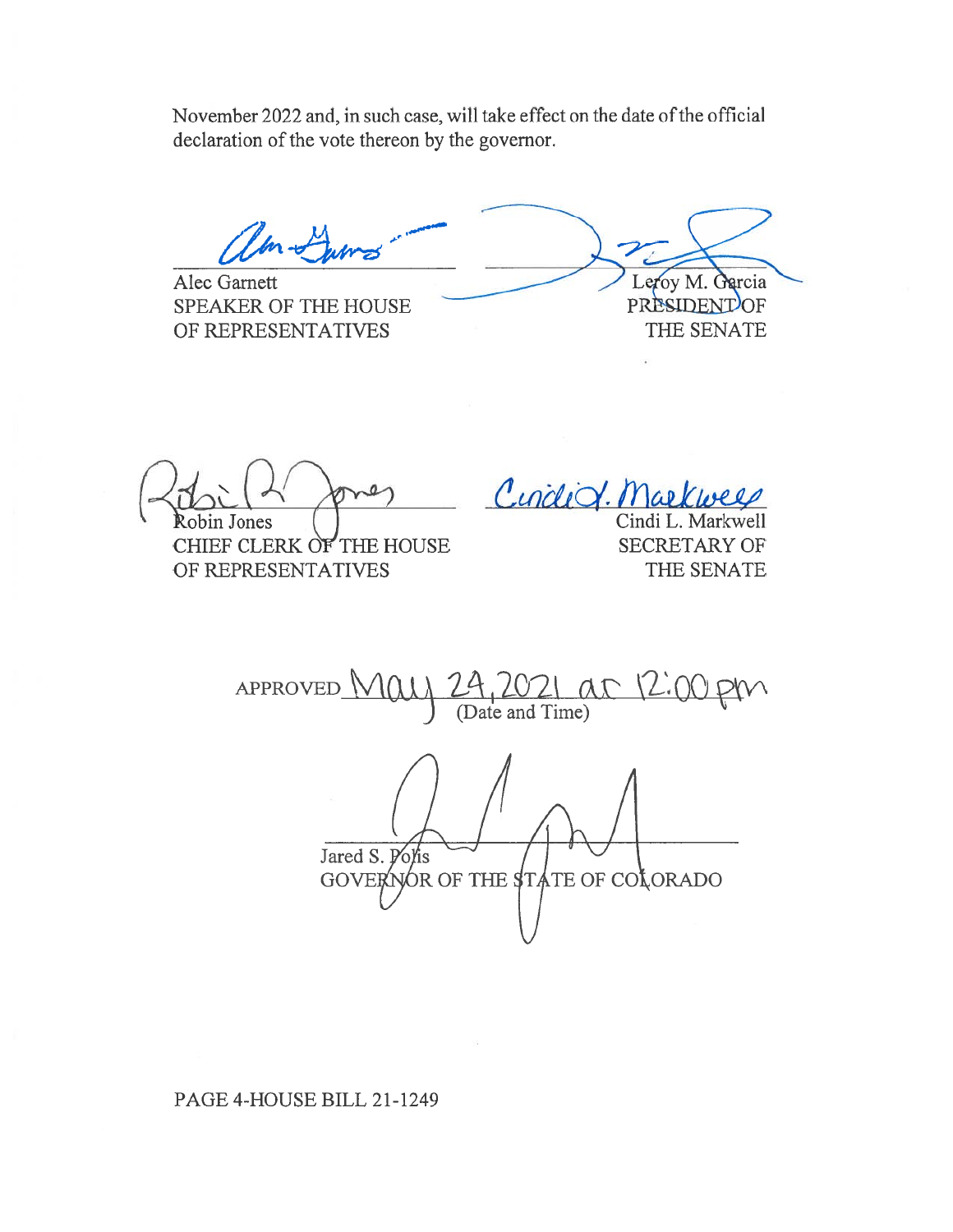November 2022 and, in such case, will take effect on the date of the official declaration of the vote thereon by the governor.

Alec Garnett
SPEAKER OF THE HOUSE
OF REPRESENTATIVES

Leroy M. Garcia
PRESIDENT OF
THE SENATE

Robin Jones
CHIEF CLERK OF THE HOUSE
OF REPRESENTATIVES

Cindi L. Markwell
SECRETARY OF
THE SENATE

APPROVED May 24, 2021 at 12:00 pm
(Date and Time)

Jared S. Polis
GOVERNOR OF THE STATE OF COLORADO

PAGE 4-HOUSE BILL 21-1249